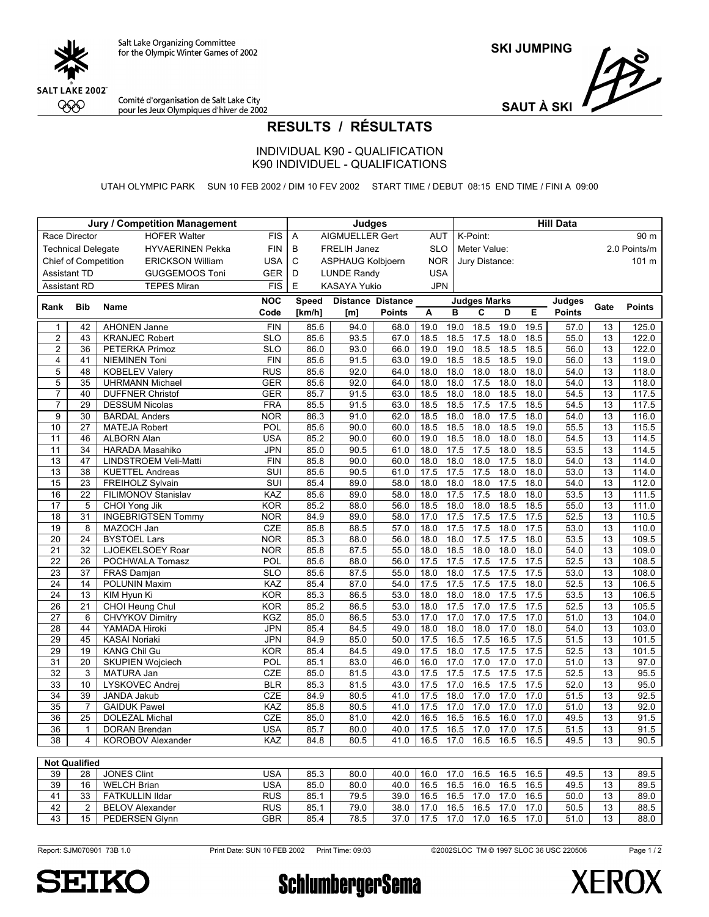Salt Lake Organizing Committee for the Olympic Winter Games of 2002

Comité d'organisation de Salt Lake City pour les Jeux Olympiques d'hiver de 2002

**SKI JUMPING**

**SAUT À SKI**

# RESULTS / RÉSULTATS

## INDIVIDUAL K90 - QUALIFICATION
## K90 INDIVIDUEL - QUALIFICATIONS

UTAH OLYMPIC PARK SUN 10 FEB 2002 / DIM 10 FEV 2002 START TIME / DEBUT 08:15 END TIME / FINI A 09:00

| Jury / Competition Management | | | Judges | | | Hill Data | |
|---|---|---|---|---|---|---|---|
| Race Director | HOFER Walter | FIS | A | AIGMUELLER Gert | AUT | K-Point: | 90 m |
| Technical Delegate | HYVAERINEN Pekka | FIN | B | FRELIH Janez | SLO | Meter Value: | 2.0 Points/m |
| Chief of Competition | ERICKSON William | USA | C | ASPHAUG Kolbjoern | NOR | Jury Distance: | 101 m |
| Assistant TD | GUGGEMOOS Toni | GER | D | LUNDE Randy | USA | | |
| Assistant RD | TEPES Miran | FIS | E | KASAYA Yukio | JPN | | |

| Rank | Bib | Name | NOC Code | Speed [km/h] | Distance [m] | Distance Points | A | B | C | D | E | Judges Points | Gate | Points |
|---|---|---|---|---|---|---|---|---|---|---|---|---|---|---|
| 1 | 42 | AHONEN Janne | FIN | 85.6 | 94.0 | 68.0 | 19.0 | 19.0 | 18.5 | 19.0 | 19.5 | 57.0 | 13 | 125.0 |
| 2 | 43 | KRANJEC Robert | SLO | 85.6 | 93.5 | 67.0 | 18.5 | 18.5 | 17.5 | 18.0 | 18.5 | 55.0 | 13 | 122.0 |
| 2 | 36 | PETERKA Primoz | SLO | 86.0 | 93.0 | 66.0 | 19.0 | 19.0 | 18.5 | 18.5 | 18.5 | 56.0 | 13 | 122.0 |
| 4 | 41 | NIEMINEN Toni | FIN | 85.6 | 91.5 | 63.0 | 19.0 | 18.5 | 18.5 | 18.5 | 19.0 | 56.0 | 13 | 119.0 |
| 5 | 48 | KOBELEV Valery | RUS | 85.6 | 92.0 | 64.0 | 18.0 | 18.0 | 18.0 | 18.0 | 18.0 | 54.0 | 13 | 118.0 |
| 5 | 35 | UHRMANN Michael | GER | 85.6 | 92.0 | 64.0 | 18.0 | 18.0 | 17.5 | 18.0 | 18.0 | 54.0 | 13 | 118.0 |
| 7 | 40 | DUFFNER Christof | GER | 85.7 | 91.5 | 63.0 | 18.5 | 18.0 | 18.0 | 18.5 | 18.0 | 54.5 | 13 | 117.5 |
| 7 | 29 | DESSUM Nicolas | FRA | 85.5 | 91.5 | 63.0 | 18.5 | 18.5 | 17.5 | 17.5 | 18.5 | 54.5 | 13 | 117.5 |
| 9 | 30 | BARDAL Anders | NOR | 86.3 | 91.0 | 62.0 | 18.5 | 18.0 | 18.0 | 17.5 | 18.0 | 54.0 | 13 | 116.0 |
| 10 | 27 | MATEJA Robert | POL | 85.6 | 90.0 | 60.0 | 18.5 | 18.5 | 18.0 | 18.5 | 19.0 | 55.5 | 13 | 115.5 |
| 11 | 46 | ALBORN Alan | USA | 85.2 | 90.0 | 60.0 | 19.0 | 18.5 | 18.0 | 18.0 | 18.0 | 54.5 | 13 | 114.5 |
| 11 | 34 | HARADA Masahiko | JPN | 85.0 | 90.5 | 61.0 | 18.0 | 17.5 | 17.5 | 18.0 | 18.5 | 53.5 | 13 | 114.5 |
| 13 | 47 | LINDSTROEM Veli-Matti | FIN | 85.8 | 90.0 | 60.0 | 18.0 | 18.0 | 18.0 | 17.5 | 18.0 | 54.0 | 13 | 114.0 |
| 13 | 38 | KUETTEL Andreas | SUI | 85.6 | 90.5 | 61.0 | 17.5 | 17.5 | 17.5 | 18.0 | 18.0 | 53.0 | 13 | 114.0 |
| 15 | 23 | FREIHOLZ Sylvain | SUI | 85.4 | 89.0 | 58.0 | 18.0 | 18.0 | 18.0 | 17.5 | 18.0 | 54.0 | 13 | 112.0 |
| 16 | 22 | FILIMONOV Stanislav | KAZ | 85.6 | 89.0 | 58.0 | 18.0 | 17.5 | 17.5 | 18.0 | 18.0 | 53.5 | 13 | 111.5 |
| 17 | 5 | CHOI Yong Jik | KOR | 85.2 | 88.0 | 56.0 | 18.5 | 18.0 | 18.0 | 18.5 | 18.5 | 55.0 | 13 | 111.0 |
| 18 | 31 | INGEBRIGTSEN Tommy | NOR | 84.9 | 89.0 | 58.0 | 17.0 | 17.5 | 17.5 | 17.5 | 17.5 | 52.5 | 13 | 110.5 |
| 19 | 8 | MAZOCH Jan | CZE | 85.8 | 88.5 | 57.0 | 18.0 | 17.5 | 17.5 | 18.0 | 17.5 | 53.0 | 13 | 110.0 |
| 20 | 24 | BYSTOEL Lars | NOR | 85.3 | 88.0 | 56.0 | 18.0 | 18.0 | 17.5 | 17.5 | 18.0 | 53.5 | 13 | 109.5 |
| 21 | 32 | LJOEKELSOEY Roar | NOR | 85.8 | 87.5 | 55.0 | 18.0 | 18.5 | 18.0 | 18.0 | 18.0 | 54.0 | 13 | 109.0 |
| 22 | 26 | POCHWALA Tomasz | POL | 85.6 | 88.0 | 56.0 | 17.5 | 17.5 | 17.5 | 17.5 | 17.5 | 52.5 | 13 | 108.5 |
| 23 | 37 | FRAS Damjan | SLO | 85.6 | 87.5 | 55.0 | 18.0 | 18.0 | 17.5 | 17.5 | 17.5 | 53.0 | 13 | 108.0 |
| 24 | 14 | POLUNIN Maxim | KAZ | 85.4 | 87.0 | 54.0 | 17.5 | 17.5 | 17.5 | 17.5 | 18.0 | 52.5 | 13 | 106.5 |
| 24 | 13 | KIM Hyun Ki | KOR | 85.3 | 86.5 | 53.0 | 18.0 | 18.0 | 18.0 | 17.5 | 17.5 | 53.5 | 13 | 106.5 |
| 26 | 21 | CHOI Heung Chul | KOR | 85.2 | 86.5 | 53.0 | 18.0 | 17.5 | 17.0 | 17.5 | 17.5 | 52.5 | 13 | 105.5 |
| 27 | 6 | CHVYKOV Dimitry | KGZ | 85.0 | 86.5 | 53.0 | 17.0 | 17.0 | 17.0 | 17.5 | 17.0 | 51.0 | 13 | 104.0 |
| 28 | 44 | YAMADA Hiroki | JPN | 85.4 | 84.5 | 49.0 | 18.0 | 18.0 | 18.0 | 17.0 | 18.0 | 54.0 | 13 | 103.0 |
| 29 | 45 | KASAI Noriaki | JPN | 84.9 | 85.0 | 50.0 | 17.5 | 16.5 | 17.5 | 16.5 | 17.5 | 51.5 | 13 | 101.5 |
| 29 | 19 | KANG Chil Gu | KOR | 85.4 | 84.5 | 49.0 | 17.5 | 18.0 | 17.5 | 17.5 | 17.5 | 52.5 | 13 | 101.5 |
| 31 | 20 | SKUPIEN Wojciech | POL | 85.1 | 83.0 | 46.0 | 16.0 | 17.0 | 17.0 | 17.0 | 17.0 | 51.0 | 13 | 97.0 |
| 32 | 3 | MATURA Jan | CZE | 85.0 | 81.5 | 43.0 | 17.5 | 17.5 | 17.5 | 17.5 | 17.5 | 52.5 | 13 | 95.5 |
| 33 | 10 | LYSKOVEC Andrej | BLR | 85.3 | 81.5 | 43.0 | 17.5 | 17.0 | 16.5 | 17.5 | 17.5 | 52.0 | 13 | 95.0 |
| 34 | 39 | JANDA Jakub | CZE | 84.9 | 80.5 | 41.0 | 17.5 | 18.0 | 17.0 | 17.0 | 17.0 | 51.5 | 13 | 92.5 |
| 35 | 7 | GAIDUK Pawel | KAZ | 85.8 | 80.5 | 41.0 | 17.5 | 17.0 | 17.0 | 17.0 | 17.0 | 51.0 | 13 | 92.0 |
| 36 | 25 | DOLEZAL Michal | CZE | 85.0 | 81.0 | 42.0 | 16.5 | 16.5 | 16.5 | 16.0 | 17.0 | 49.5 | 13 | 91.5 |
| 36 | 1 | DORAN Brendan | USA | 85.7 | 80.0 | 40.0 | 17.5 | 16.5 | 17.0 | 17.0 | 17.5 | 51.5 | 13 | 91.5 |
| 38 | 4 | KOROBOV Alexander | KAZ | 84.8 | 80.5 | 41.0 | 16.5 | 17.0 | 16.5 | 16.5 | 16.5 | 49.5 | 13 | 90.5 |
| **Not Qualified** | | | | | | | | | | | | | | |
| 39 | 28 | JONES Clint | USA | 85.3 | 80.0 | 40.0 | 16.0 | 17.0 | 16.5 | 16.5 | 16.5 | 49.5 | 13 | 89.5 |
| 39 | 16 | WELCH Brian | USA | 85.0 | 80.0 | 40.0 | 16.5 | 16.5 | 16.0 | 16.5 | 16.5 | 49.5 | 13 | 89.5 |
| 41 | 33 | FATKULLIN Ildar | RUS | 85.1 | 79.5 | 39.0 | 16.5 | 16.5 | 17.0 | 17.0 | 16.5 | 50.0 | 13 | 89.0 |
| 42 | 2 | BELOV Alexander | RUS | 85.1 | 79.0 | 38.0 | 17.0 | 16.5 | 16.5 | 17.0 | 17.0 | 50.5 | 13 | 88.5 |
| 43 | 15 | PEDERSEN Glynn | GBR | 85.4 | 78.5 | 37.0 | 17.5 | 17.0 | 17.0 | 16.5 | 17.0 | 51.0 | 13 | 88.0 |

Report: SJM070901 73B 1.0 Print Date: SUN 10 FEB 2002 Print Time: 09:03 ©2002SLOC TM © 1997 SLOC 36 USC 220506

SEIKO SchlumbergerSema XEROX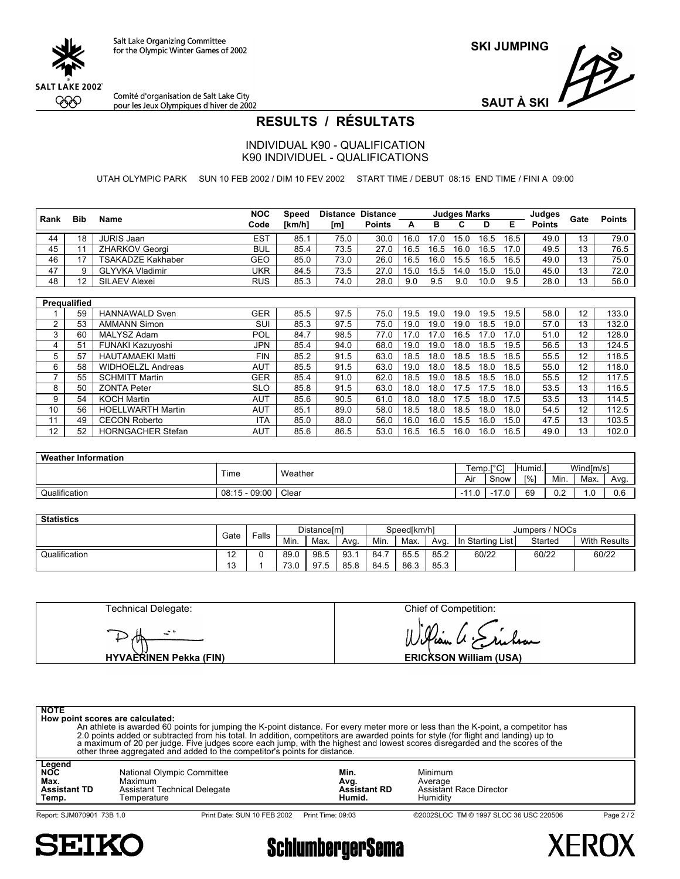Salt Lake Organizing Committee for the Olympic Winter Games of 2002

Comité d'organisation de Salt Lake City pour les Jeux Olympiques d'hiver de 2002

**SKI JUMPING**

**SAUT À SKI**

# RESULTS / RÉSULTATS

INDIVIDUAL K90 - QUALIFICATION
K90 INDIVIDUEL - QUALIFICATIONS

UTAH OLYMPIC PARK SUN 10 FEB 2002 / DIM 10 FEV 2002 START TIME / DEBUT 08:15 END TIME / FINI A 09:00

| Rank | Bib | Name | NOC Code | Speed [km/h] | Distance [m] | Distance Points | Judges Marks A | B | C | D | E | Judges Points | Gate | Points |
|---|---|---|---|---|---|---|---|---|---|---|---|---|---|---|
| 44 | 18 | JURIS Jaan | EST | 85.1 | 75.0 | 30.0 | 16.0 | 17.0 | 15.0 | 16.5 | 16.5 | 49.0 | 13 | 79.0 |
| 45 | 11 | ZHARKOV Georgi | BUL | 85.4 | 73.5 | 27.0 | 16.5 | 16.5 | 16.0 | 16.5 | 17.0 | 49.5 | 13 | 76.5 |
| 46 | 17 | TSAKADZE Kakhaber | GEO | 85.0 | 73.0 | 26.0 | 16.5 | 16.0 | 15.5 | 16.5 | 16.5 | 49.0 | 13 | 75.0 |
| 47 | 9 | GLYVKA Vladimir | UKR | 84.5 | 73.5 | 27.0 | 15.0 | 15.5 | 14.0 | 15.0 | 15.0 | 45.0 | 13 | 72.0 |
| 48 | 12 | SILAEV Alexei | RUS | 85.3 | 74.0 | 28.0 | 9.0 | 9.5 | 9.0 | 10.0 | 9.5 | 28.0 | 13 | 56.0 |

| Prequalified | | | | | | | | | | | | | | |
|---|---|---|---|---|---|---|---|---|---|---|---|---|---|---|
| 1 | 59 | HANNAWALD Sven | GER | 85.5 | 97.5 | 75.0 | 19.5 | 19.0 | 19.0 | 19.5 | 19.5 | 58.0 | 12 | 133.0 |
| 2 | 53 | AMMANN Simon | SUI | 85.3 | 97.5 | 75.0 | 19.0 | 19.0 | 19.0 | 18.5 | 19.0 | 57.0 | 13 | 132.0 |
| 3 | 60 | MALYSZ Adam | POL | 84.7 | 98.5 | 77.0 | 17.0 | 17.0 | 16.5 | 17.0 | 17.0 | 51.0 | 12 | 128.0 |
| 4 | 51 | FUNAKI Kazuyoshi | JPN | 85.4 | 94.0 | 68.0 | 19.0 | 19.0 | 18.0 | 18.5 | 19.5 | 56.5 | 13 | 124.5 |
| 5 | 57 | HAUTAMAEKI Matti | FIN | 85.2 | 91.5 | 63.0 | 18.5 | 18.0 | 18.5 | 18.5 | 18.5 | 55.5 | 12 | 118.5 |
| 6 | 58 | WIDHOELZL Andreas | AUT | 85.5 | 91.5 | 63.0 | 19.0 | 18.0 | 18.5 | 18.0 | 18.5 | 55.0 | 12 | 118.0 |
| 7 | 55 | SCHMITT Martin | GER | 85.4 | 91.0 | 62.0 | 18.5 | 19.0 | 18.5 | 18.5 | 18.0 | 55.5 | 12 | 117.5 |
| 8 | 50 | ZONTA Peter | SLO | 85.8 | 91.5 | 63.0 | 18.0 | 18.0 | 17.5 | 17.5 | 18.0 | 53.5 | 13 | 116.5 |
| 9 | 54 | KOCH Martin | AUT | 85.6 | 90.5 | 61.0 | 18.0 | 18.0 | 17.5 | 18.0 | 17.5 | 53.5 | 13 | 114.5 |
| 10 | 56 | HOELLWARTH Martin | AUT | 85.1 | 89.0 | 58.0 | 18.5 | 18.0 | 18.5 | 18.0 | 18.0 | 54.5 | 12 | 112.5 |
| 11 | 49 | CECON Roberto | ITA | 85.0 | 88.0 | 56.0 | 16.0 | 16.0 | 15.5 | 16.0 | 15.0 | 47.5 | 13 | 103.5 |
| 12 | 52 | HORNGACHER Stefan | AUT | 85.6 | 86.5 | 53.0 | 16.5 | 16.5 | 16.0 | 16.0 | 16.5 | 49.0 | 13 | 102.0 |

| Weather Information | Time | Weather | Temp.[°C] Air | Snow | Humid. [%] | Wind[m/s] Min. | Max. | Avg. |
|---|---|---|---|---|---|---|---|---|
| Qualification | 08:15 - 09:00 | Clear | -11.0 | -17.0 | 69 | 0.2 | 1.0 | 0.6 |

| Statistics | Gate | Falls | Distance[m] Min. | Max. | Avg. | Speed[km/h] Min. | Max. | Avg. | Jumpers / NOCs In Starting List | Started | With Results |
|---|---|---|---|---|---|---|---|---|---|---|---|
| Qualification | 12 | 0 | 89.0 | 98.5 | 93.1 | 84.7 | 85.5 | 85.2 | 60/22 | 60/22 | 60/22 |
| | 13 | 1 | 73.0 | 97.5 | 85.8 | 84.5 | 86.3 | 85.3 | | | |

| Technical Delegate: | Chief of Competition: |
|---|---|
| **HYVAERINEN Pekka (FIN)** | **ERICKSON William (USA)** |

**NOTE**

**How point scores are calculated:**

An athlete is awarded 60 points for jumping the K-point distance. For every meter more or less than the K-point, a competitor has 2.0 points added or subtracted from his total. In addition, competitors are awarded points for style (for flight and landing) up to a maximum of 20 per judge. Five judges score each jump, with the highest and lowest scores disregarded and the scores of the other three aggregated and added to the competitor's points for distance.

**Legend**

| | | | |
|---|---|---|---|
| **NOC** | National Olympic Committee | **Min.** | Minimum |
| **Max.** | Maximum | **Avg.** | Average |
| **Assistant TD** | Assistant Technical Delegate | **Assistant RD** | Assistant Race Director |
| **Temp.** | Temperature | **Humid.** | Humidity |

Report: SJM070901 73B 1.0 Print Date: SUN 10 FEB 2002 Print Time: 09:03 ©2002SLOC TM © 1997 SLOC 36 USC 220506

SEIKO SchlumbergerSema XEROX